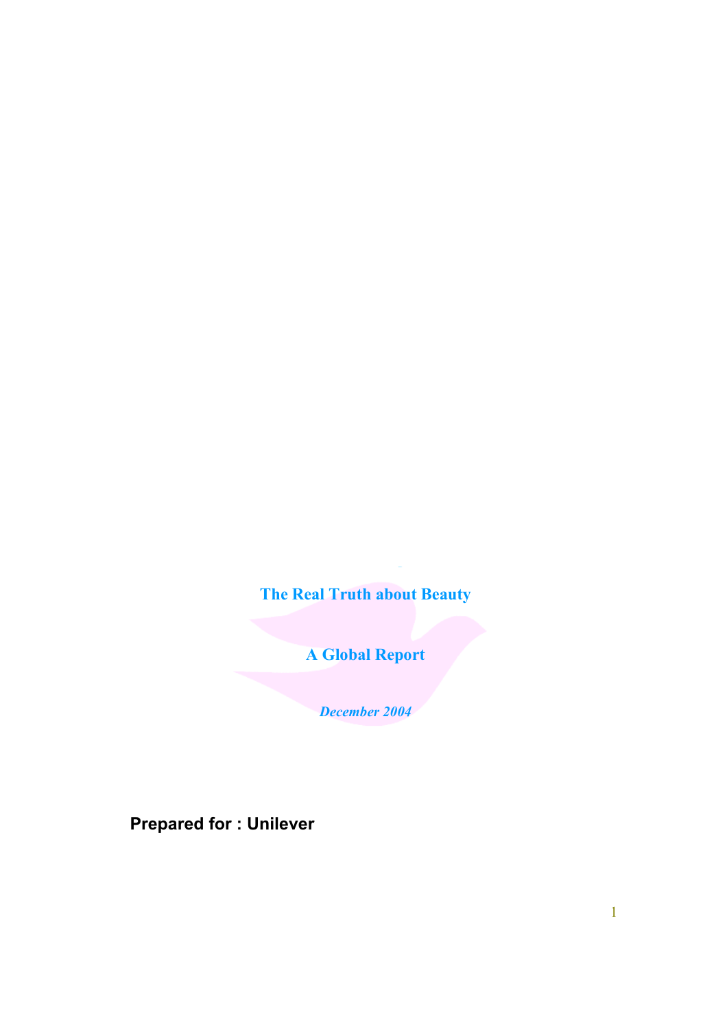# The Real Truth about Beauty

## A Global Report

*December 2004*

**Prepared for : Unilever**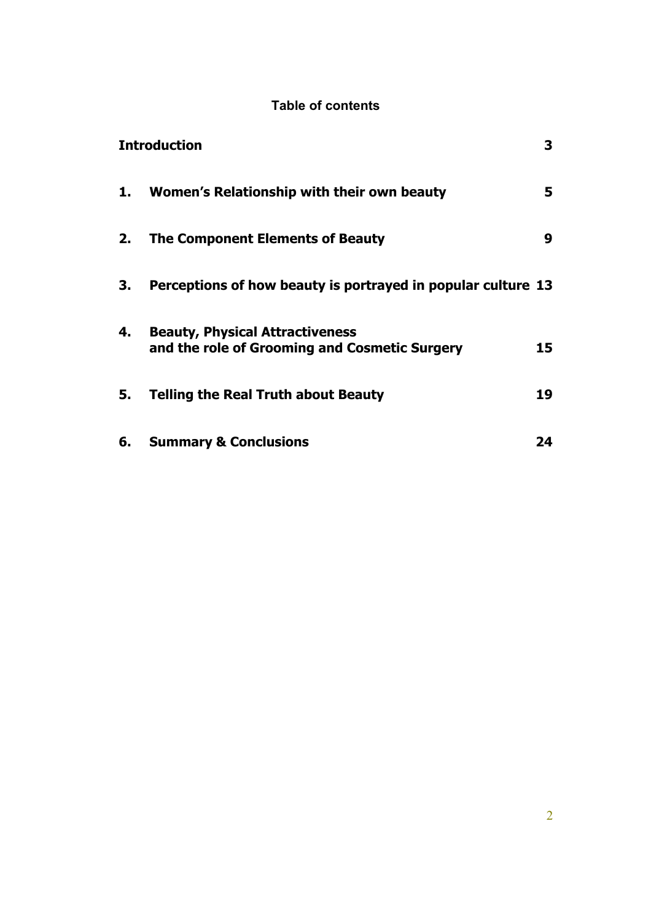# Table of contents

| | | |
|---|---|---|
| **Introduction** | | **3** |
| **1.** | **Women's Relationship with their own beauty** | **5** |
| **2.** | **The Component Elements of Beauty** | **9** |
| **3.** | **Perceptions of how beauty is portrayed in popular culture** | **13** |
| **4.** | **Beauty, Physical Attractiveness and the role of Grooming and Cosmetic Surgery** | **15** |
| **5.** | **Telling the Real Truth about Beauty** | **19** |
| **6.** | **Summary & Conclusions** | **24** |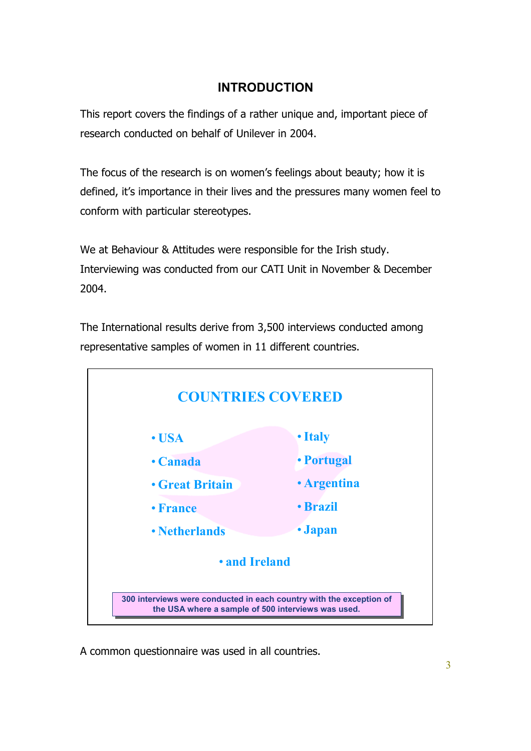# INTRODUCTION

This report covers the findings of a rather unique and, important piece of research conducted on behalf of Unilever in 2004.

The focus of the research is on women's feelings about beauty; how it is defined, it's importance in their lives and the pressures many women feel to conform with particular stereotypes.

We at Behaviour & Attitudes were responsible for the Irish study. Interviewing was conducted from our CATI Unit in November & December 2004.

The International results derive from 3,500 interviews conducted among representative samples of women in 11 different countries.

## COUNTRIES COVERED

- USA
- Canada
- Great Britain
- France
- Netherlands
- Italy
- Portugal
- Argentina
- Brazil
- Japan
- and Ireland

**300 interviews were conducted in each country with the exception of the USA where a sample of 500 interviews was used.**

A common questionnaire was used in all countries.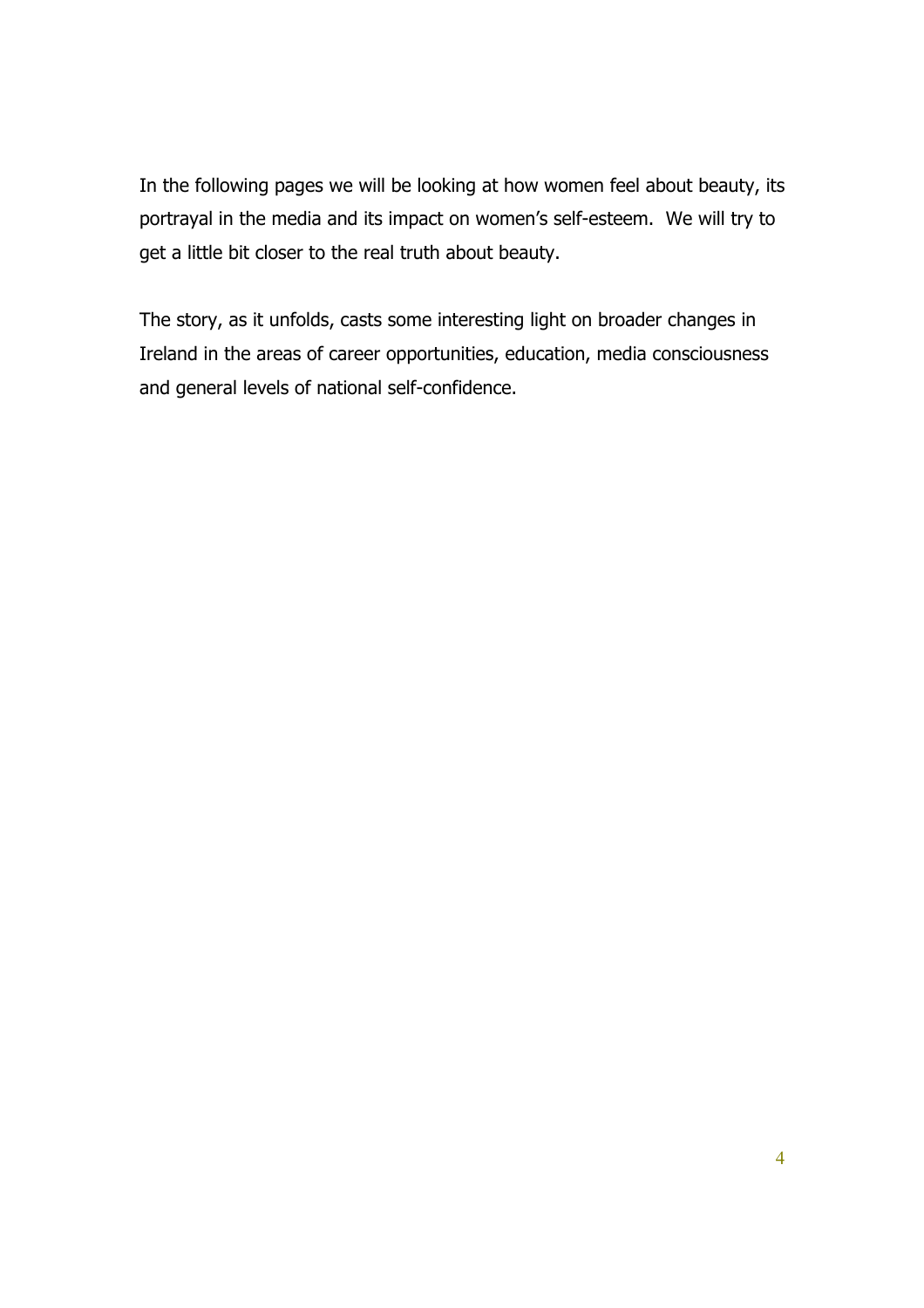In the following pages we will be looking at how women feel about beauty, its portrayal in the media and its impact on women's self-esteem. We will try to get a little bit closer to the real truth about beauty.

The story, as it unfolds, casts some interesting light on broader changes in Ireland in the areas of career opportunities, education, media consciousness and general levels of national self-confidence.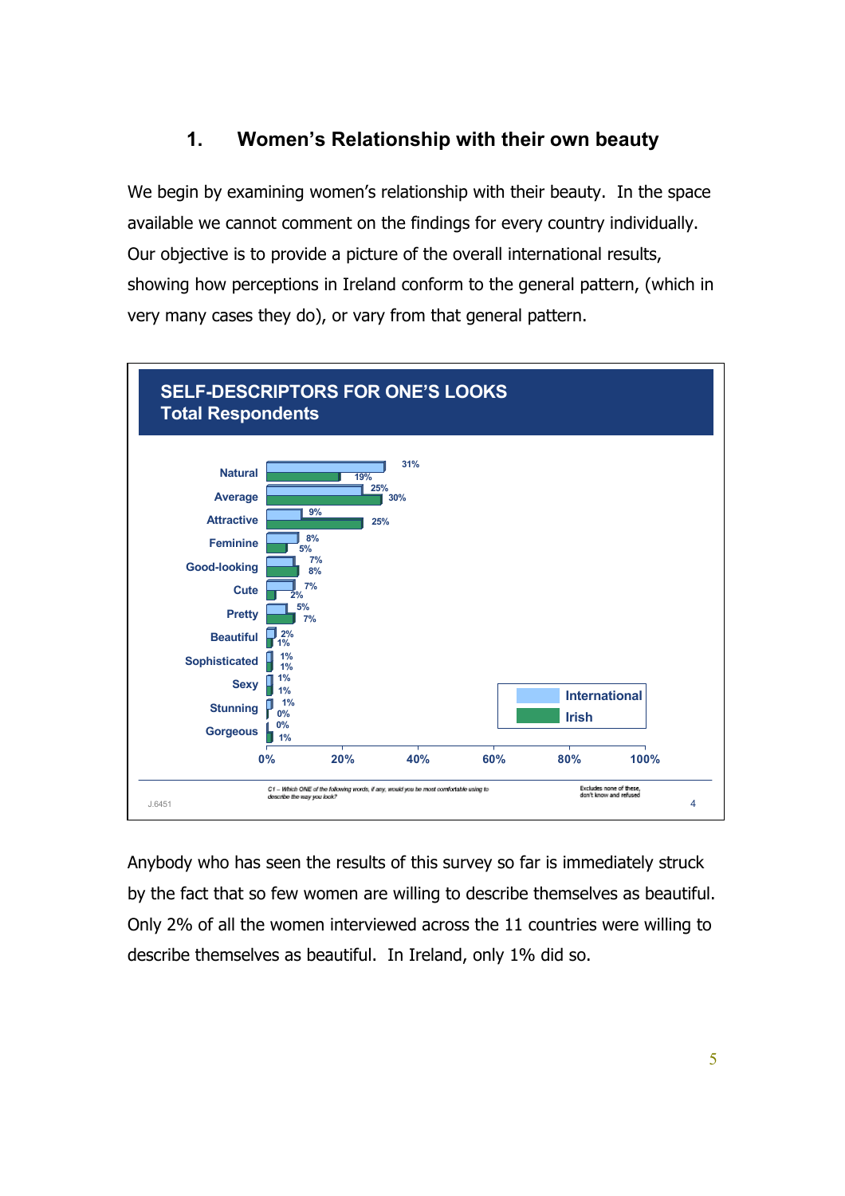## 1. Women's Relationship with their own beauty

We begin by examining women's relationship with their beauty. In the space available we cannot comment on the findings for every country individually. Our objective is to provide a picture of the overall international results, showing how perceptions in Ireland conform to the general pattern, (which in very many cases they do), or vary from that general pattern.

**SELF-DESCRIPTORS FOR ONE'S LOOKS**
**Total Respondents**

Natural 31% 19%
Average 25% 30%
Attractive 9% 25%
Feminine 8% 5%
Good-looking 7% 8%
Cute 7% 2%
Pretty 5% 7%
Beautiful 2% 1%
Sophisticated 1% 1%
Sexy 1% 1%
Stunning 1% 0%
Gorgeous 0% 1%

0% 20% 40% 60% 80% 100%

International
Irish

C1 – Which ONE of the following words, if any, would you be most comfortable using to describe the way you look?

Excludes none of these, don't know and refused

J.6451

4

Anybody who has seen the results of this survey so far is immediately struck by the fact that so few women are willing to describe themselves as beautiful. Only 2% of all the women interviewed across the 11 countries were willing to describe themselves as beautiful. In Ireland, only 1% did so.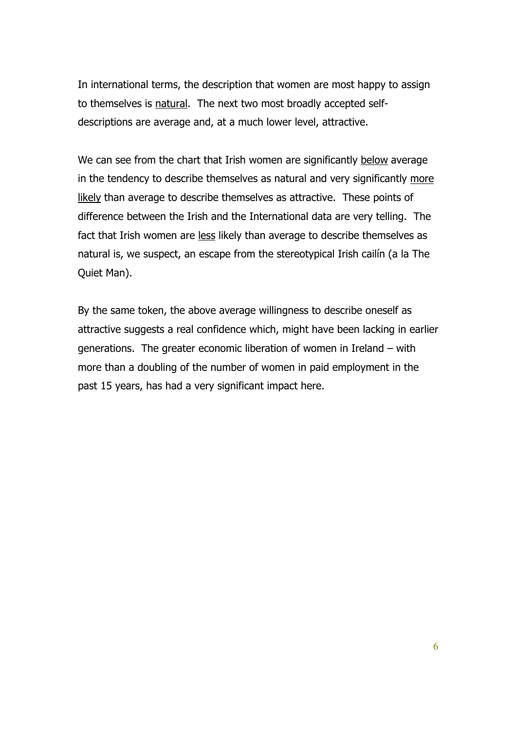In international terms, the description that women are most happy to assign to themselves is <u>natural</u>. The next two most broadly accepted self-descriptions are average and, at a much lower level, attractive.

We can see from the chart that Irish women are significantly <u>below</u> average in the tendency to describe themselves as natural and very significantly <u>more likely</u> than average to describe themselves as attractive. These points of difference between the Irish and the International data are very telling. The fact that Irish women are <u>less</u> likely than average to describe themselves as natural is, we suspect, an escape from the stereotypical Irish cailín (a la The Quiet Man).

By the same token, the above average willingness to describe oneself as attractive suggests a real confidence which, might have been lacking in earlier generations. The greater economic liberation of women in Ireland – with more than a doubling of the number of women in paid employment in the past 15 years, has had a very significant impact here.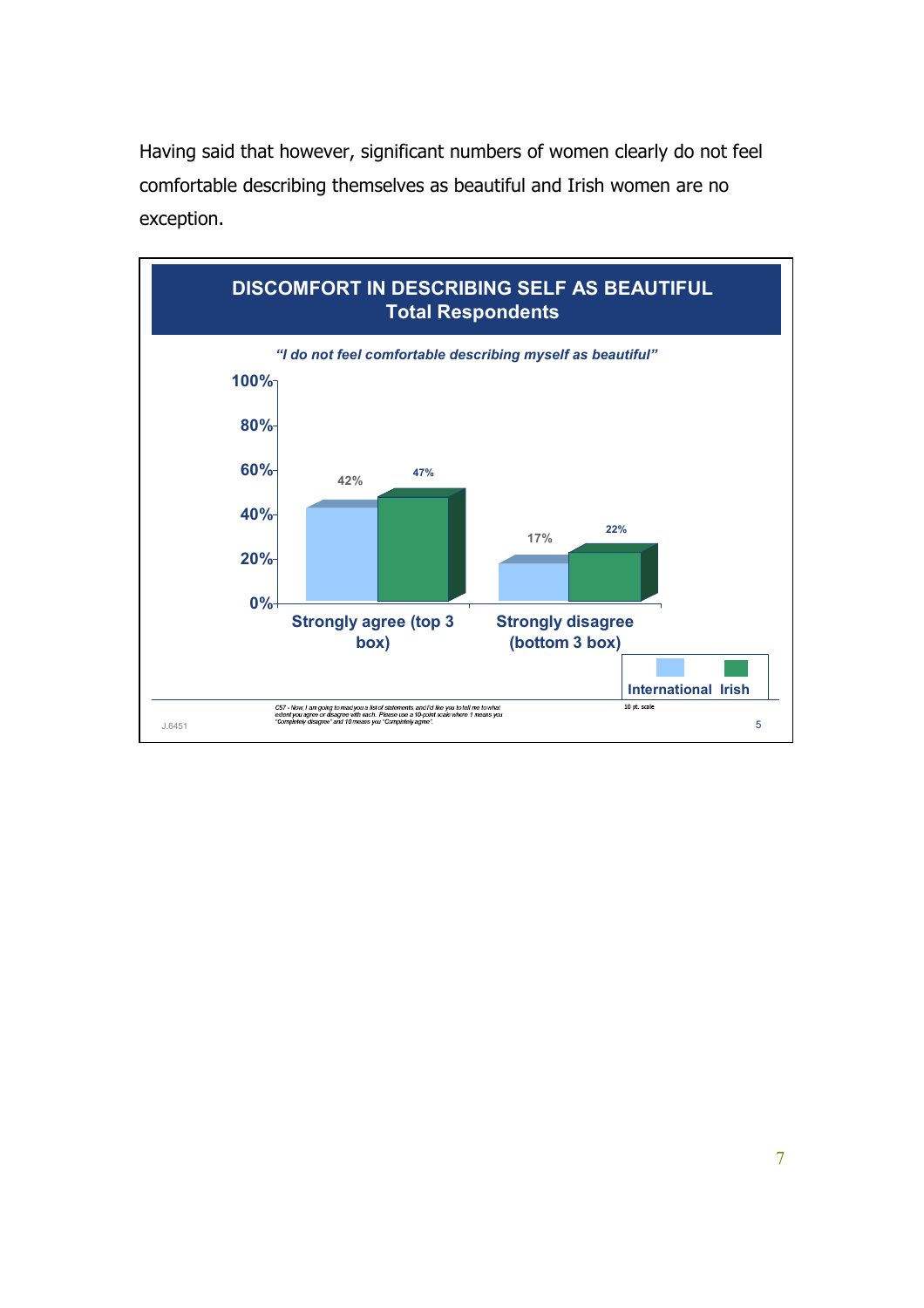Having said that however, significant numbers of women clearly do not feel comfortable describing themselves as beautiful and Irish women are no exception.

**DISCOMFORT IN DESCRIBING SELF AS BEAUTIFUL**
**Total Respondents**

*"I do not feel comfortable describing myself as beautiful"*

100%
80%
60%
40%
20%
0%

42%
47%
17%
22%

Strongly agree (top 3 box)
Strongly disagree (bottom 3 box)

International
Irish

C57 - Now, I am going to read you a list of statements and I'd like you to tell me to what extent you agree or disagree with each. Please use a 10-point scale where 1 means you "Completely disagree" and 10 means you "Completely agree".

10 pt. scale

J.6451

5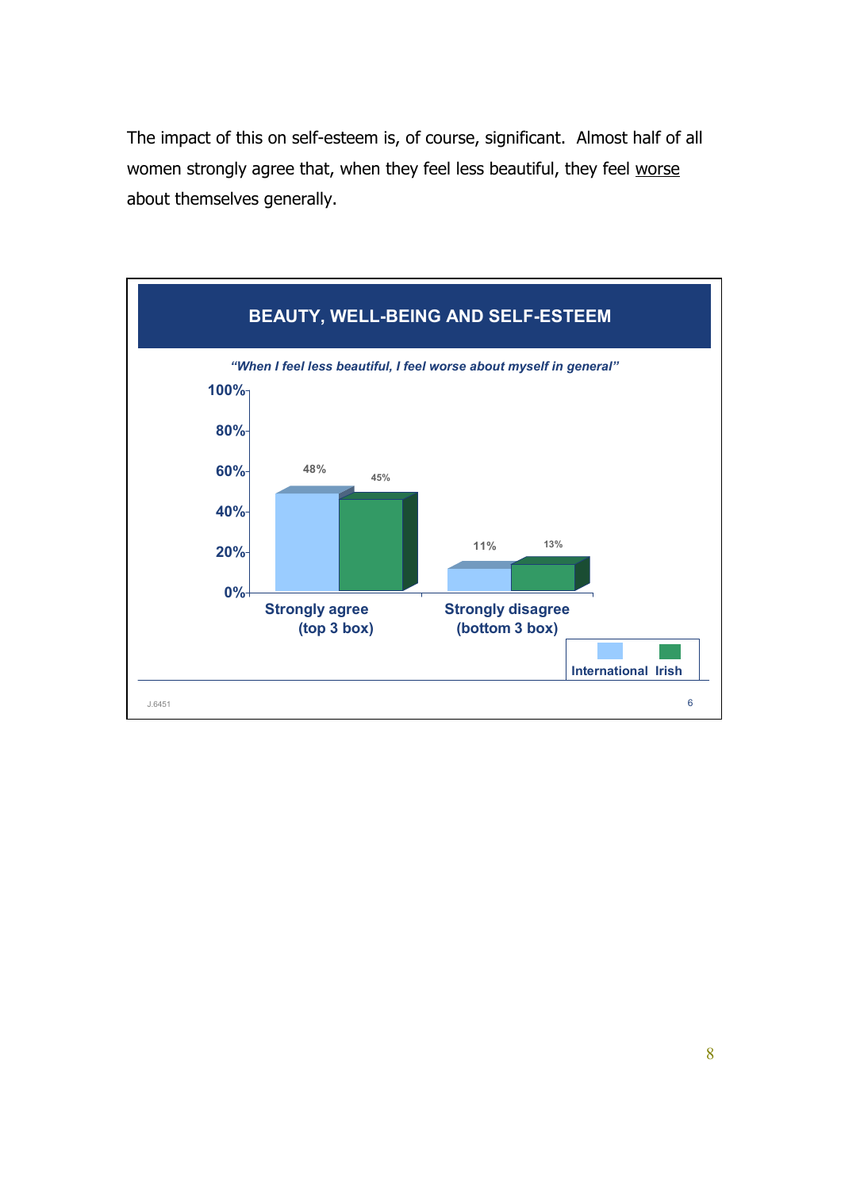The impact of this on self-esteem is, of course, significant. Almost half of all women strongly agree that, when they feel less beautiful, they feel worse about themselves generally.

BEAUTY, WELL-BEING AND SELF-ESTEEM

*"When I feel less beautiful, I feel worse about myself in general"*

100%
80%
60%
40%
20%
0%

48%
45%
11%
13%

Strongly agree (top 3 box)
Strongly disagree (bottom 3 box)

International
Irish

J.6451

6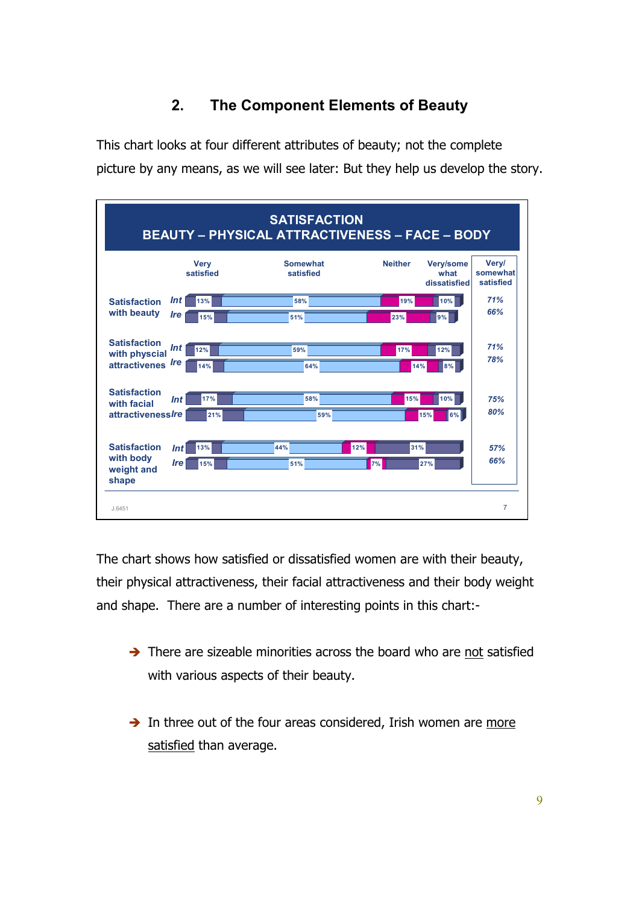## 2. The Component Elements of Beauty

This chart looks at four different attributes of beauty; not the complete picture by any means, as we will see later: But they help us develop the story.

SATISFACTION
BEAUTY – PHYSICAL ATTRACTIVENESS – FACE – BODY

Very satisfied
Somewhat satisfied
Neither
Very/somewhat dissatisfied
Very/somewhat satisfied

Satisfaction with beauty
Int 13% 58% 19% 10% 71%
Ire 15% 51% 23% 9% 66%

Satisfaction with physcial attractivenes
Int 12% 59% 17% 12% 71%
Ire 14% 64% 14% 8% 78%

Satisfaction with facial attractiveness
Int 17% 58% 15% 10% 75%
Ire 21% 59% 15% 6% 80%

Satisfaction with body weight and shape
Int 13% 44% 12% 31% 57%
Ire 15% 51% 7% 27% 66%

J.6451
7

The chart shows how satisfied or dissatisfied women are with their beauty, their physical attractiveness, their facial attractiveness and their body weight and shape. There are a number of interesting points in this chart:-

- There are sizeable minorities across the board who are not satisfied with various aspects of their beauty.
- In three out of the four areas considered, Irish women are more satisfied than average.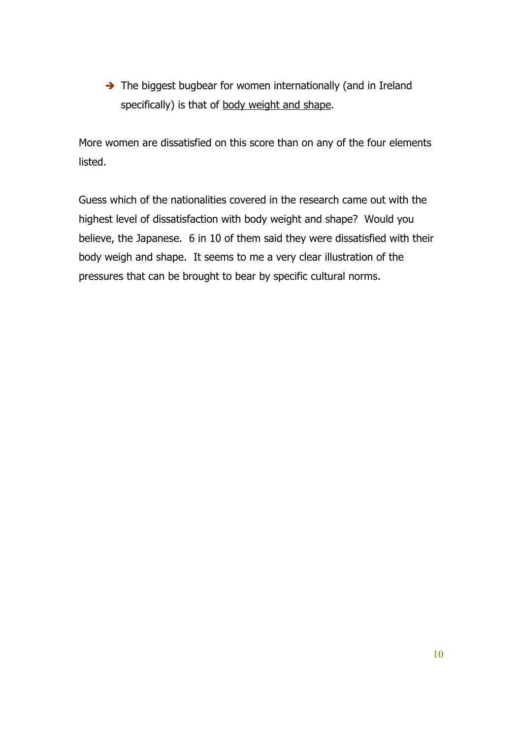- ➔ The biggest bugbear for women internationally (and in Ireland specifically) is that of <u>body weight and shape</u>.

More women are dissatisfied on this score than on any of the four elements listed.

Guess which of the nationalities covered in the research came out with the highest level of dissatisfaction with body weight and shape? Would you believe, the Japanese. 6 in 10 of them said they were dissatisfied with their body weigh and shape. It seems to me a very clear illustration of the pressures that can be brought to bear by specific cultural norms.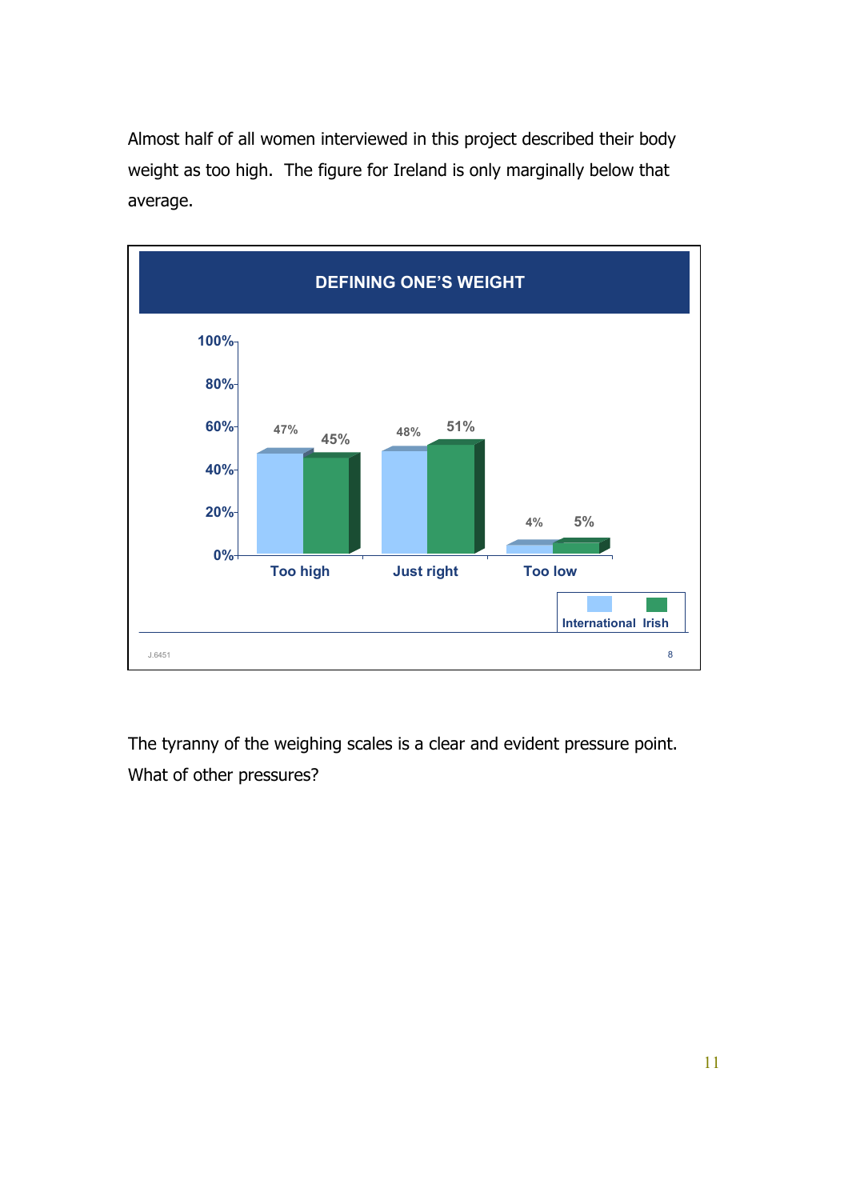Almost half of all women interviewed in this project described their body weight as too high. The figure for Ireland is only marginally below that average.

DEFINING ONE'S WEIGHT

100%
80%
60%
40%
20%
0%

47%
45%
48%
51%
4%
5%

Too high
Just right
Too low

International
Irish

J.6451

8

The tyranny of the weighing scales is a clear and evident pressure point. What of other pressures?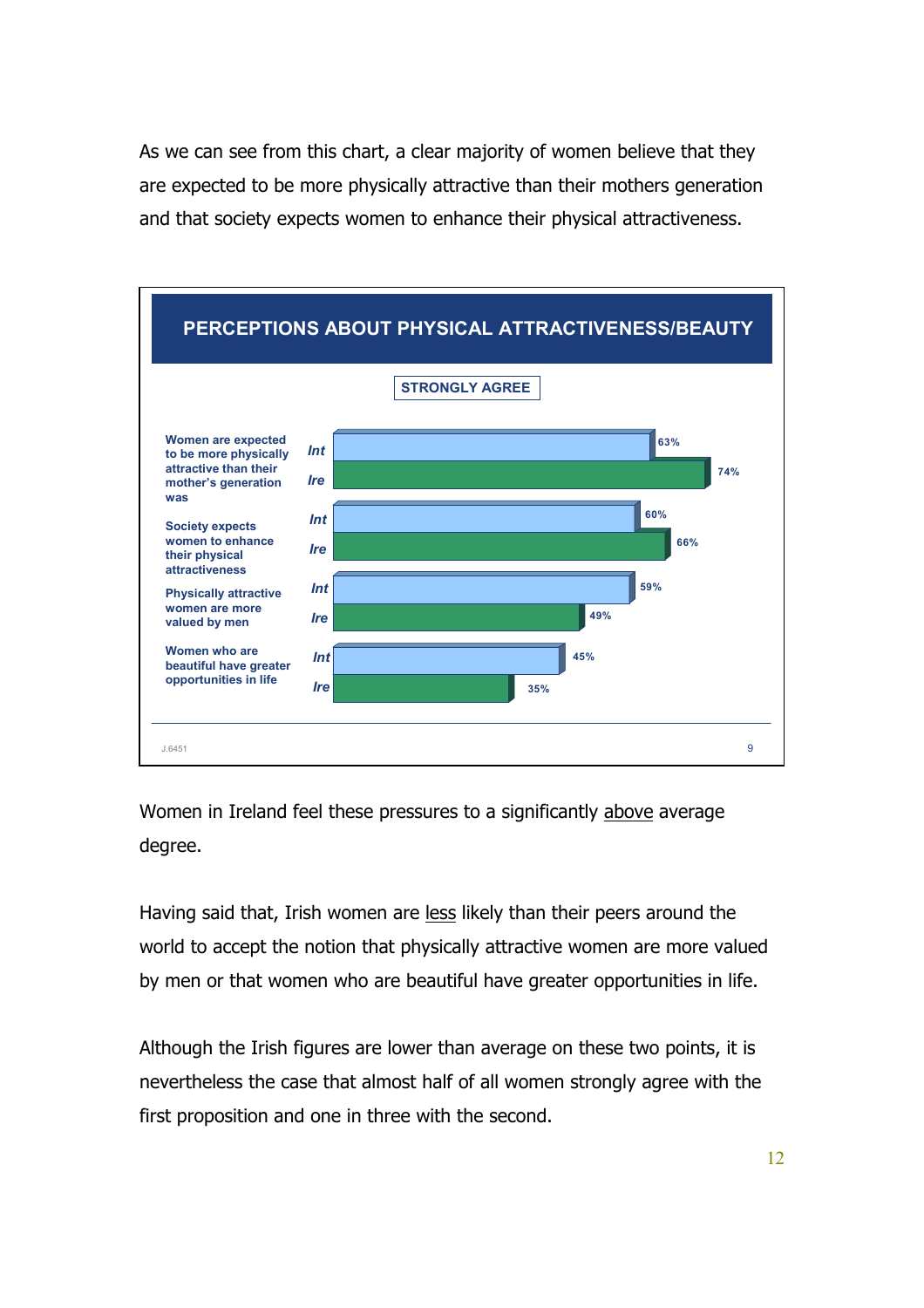As we can see from this chart, a clear majority of women believe that they are expected to be more physically attractive than their mothers generation and that society expects women to enhance their physical attractiveness.

PERCEPTIONS ABOUT PHYSICAL ATTRACTIVENESS/BEAUTY

STRONGLY AGREE

Women are expected to be more physically attractive than their mother's generation was
Int 63%
Ire 74%

Society expects women to enhance their physical attractiveness
Int 60%
Ire 66%

Physically attractive women are more valued by men
Int 59%
Ire 49%

Women who are beautiful have greater opportunities in life
Int 45%
Ire 35%

J.6451

9

Women in Ireland feel these pressures to a significantly above average degree.

Having said that, Irish women are less likely than their peers around the world to accept the notion that physically attractive women are more valued by men or that women who are beautiful have greater opportunities in life.

Although the Irish figures are lower than average on these two points, it is nevertheless the case that almost half of all women strongly agree with the first proposition and one in three with the second.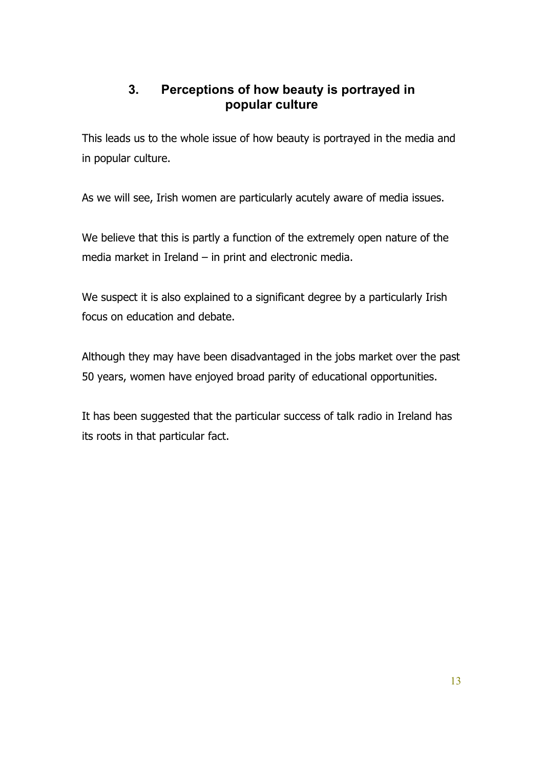## 3. Perceptions of how beauty is portrayed in popular culture

This leads us to the whole issue of how beauty is portrayed in the media and in popular culture.

As we will see, Irish women are particularly acutely aware of media issues.

We believe that this is partly a function of the extremely open nature of the media market in Ireland – in print and electronic media.

We suspect it is also explained to a significant degree by a particularly Irish focus on education and debate.

Although they may have been disadvantaged in the jobs market over the past 50 years, women have enjoyed broad parity of educational opportunities.

It has been suggested that the particular success of talk radio in Ireland has its roots in that particular fact.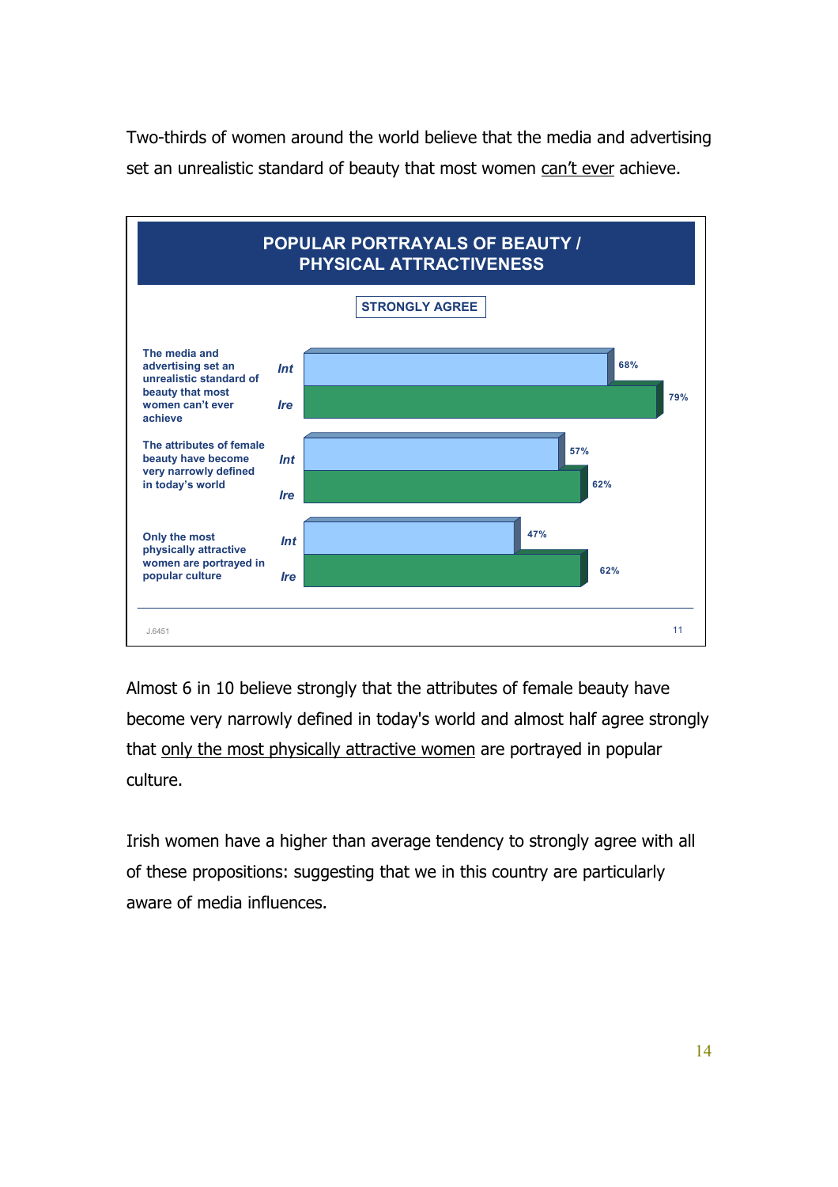Two-thirds of women around the world believe that the media and advertising set an unrealistic standard of beauty that most women can't ever achieve.

POPULAR PORTRAYALS OF BEAUTY / PHYSICAL ATTRACTIVENESS

STRONGLY AGREE

The media and advertising set an unrealistic standard of beauty that most women can't ever achieve

Int 68%

Ire 79%

The attributes of female beauty have become very narrowly defined in today's world

Int 57%

Ire 62%

Only the most physically attractive women are portrayed in popular culture

Int 47%

Ire 62%

J.6451

11

Almost 6 in 10 believe strongly that the attributes of female beauty have become very narrowly defined in today's world and almost half agree strongly that only the most physically attractive women are portrayed in popular culture.

Irish women have a higher than average tendency to strongly agree with all of these propositions: suggesting that we in this country are particularly aware of media influences.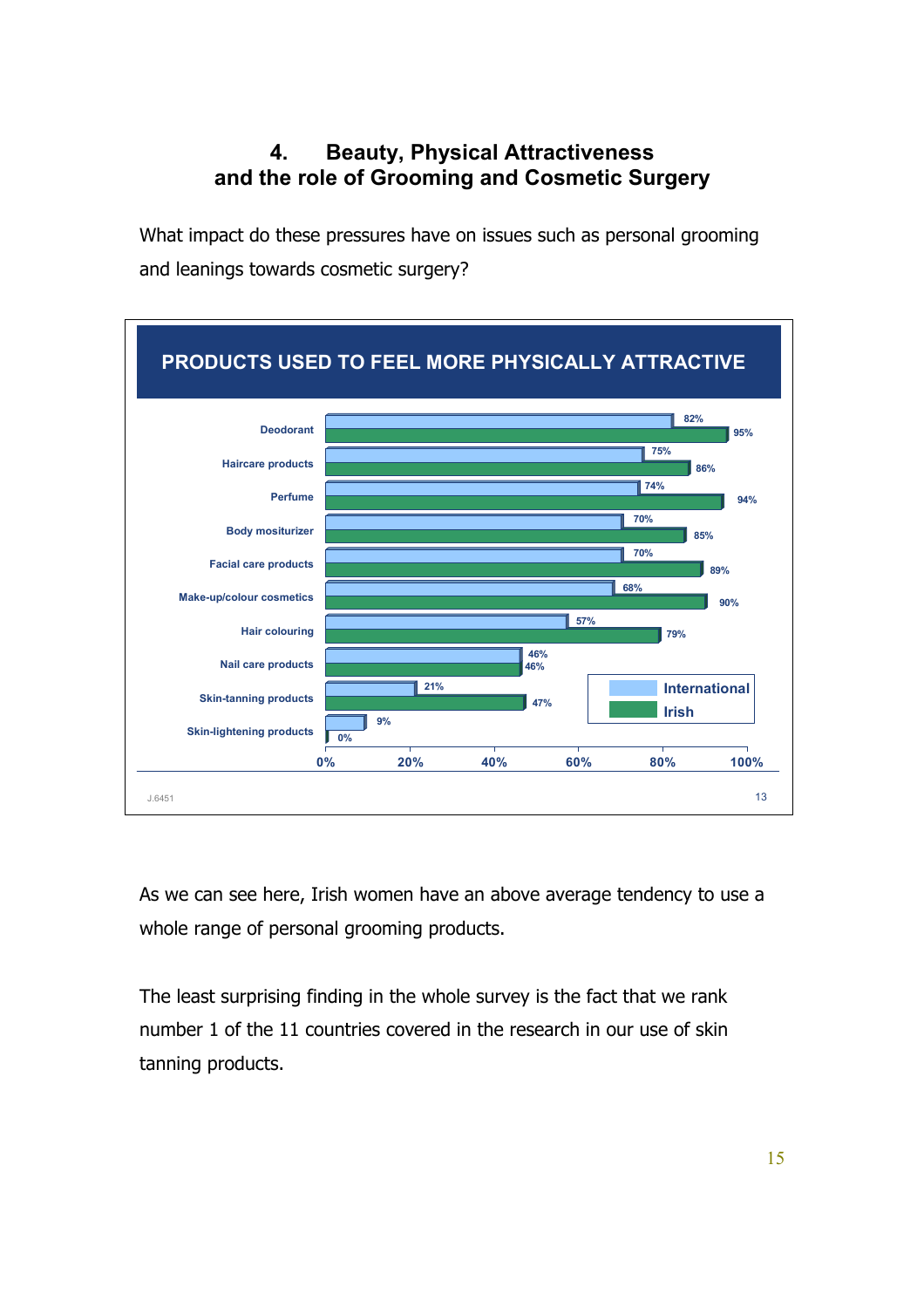## 4. Beauty, Physical Attractiveness and the role of Grooming and Cosmetic Surgery

What impact do these pressures have on issues such as personal grooming and leanings towards cosmetic surgery?

PRODUCTS USED TO FEEL MORE PHYSICALLY ATTRACTIVE

Deodorant 82% 95%
Haircare products 75% 86%
Perfume 74% 94%
Body mositurizer 70% 85%
Facial care products 70% 89%
Make-up/colour cosmetics 68% 90%
Hair colouring 57% 79%
Nail care products 46% 46%
Skin-tanning products 21% 47%
Skin-lightening products 9% 0%

0% 20% 40% 60% 80% 100%

International
Irish

J.6451

13

As we can see here, Irish women have an above average tendency to use a whole range of personal grooming products.

The least surprising finding in the whole survey is the fact that we rank number 1 of the 11 countries covered in the research in our use of skin tanning products.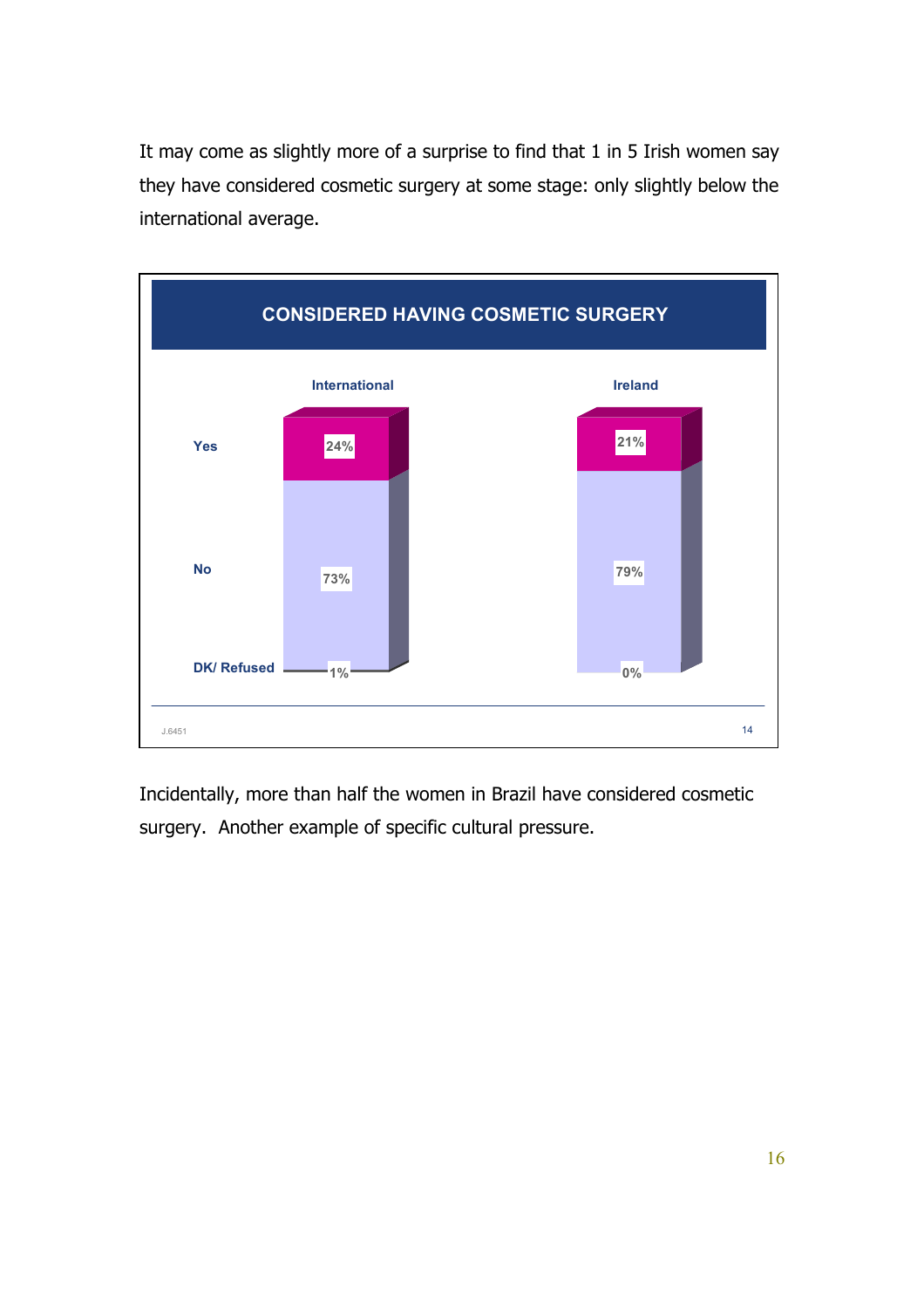It may come as slightly more of a surprise to find that 1 in 5 Irish women say they have considered cosmetic surgery at some stage: only slightly below the international average.

CONSIDERED HAVING COSMETIC SURGERY

International

Ireland

Yes

24%

21%

No

73%

79%

DK/ Refused

1%

0%

J.6451

14

Incidentally, more than half the women in Brazil have considered cosmetic surgery. Another example of specific cultural pressure.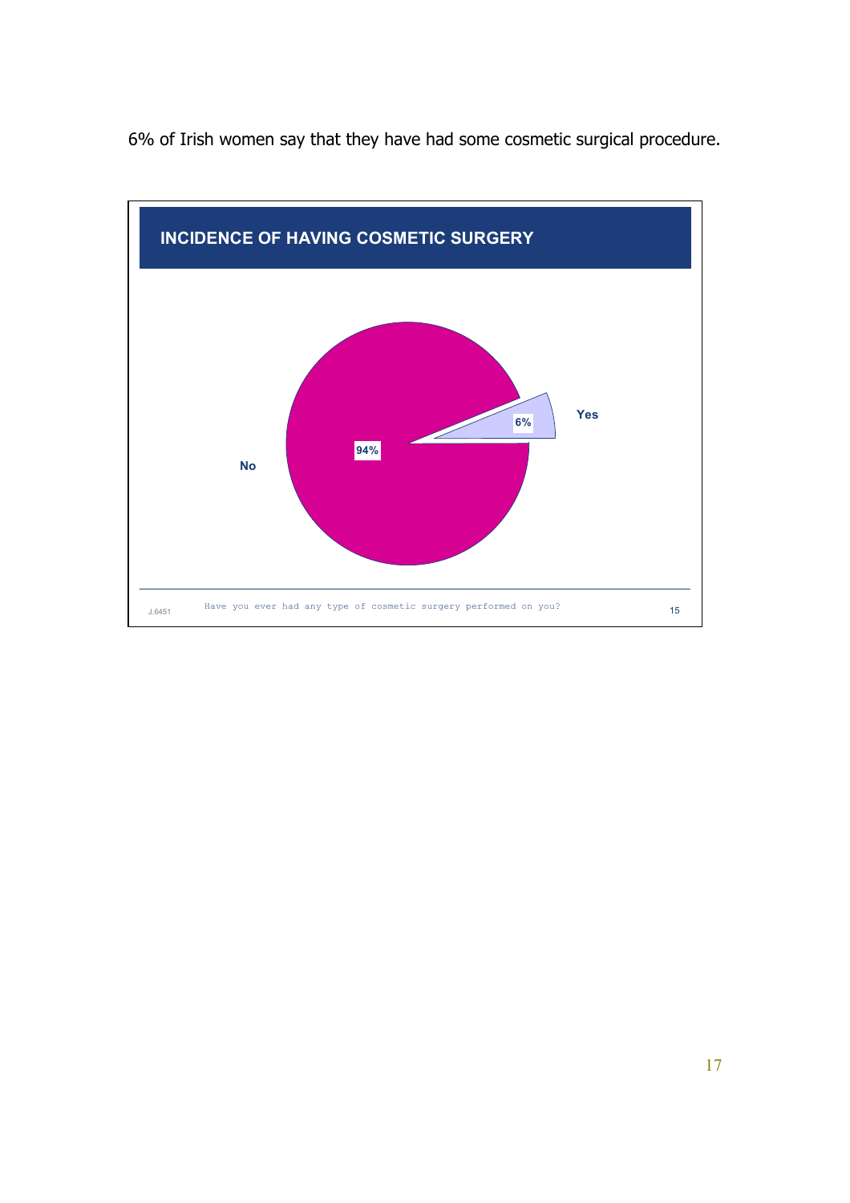6% of Irish women say that they have had some cosmetic surgical procedure.

## INCIDENCE OF HAVING COSMETIC SURGERY

| Response | % |
|---|---|
| No | 94% |
| Yes | 6% |

J.6451 Have you ever had any type of cosmetic surgery performed on you? 15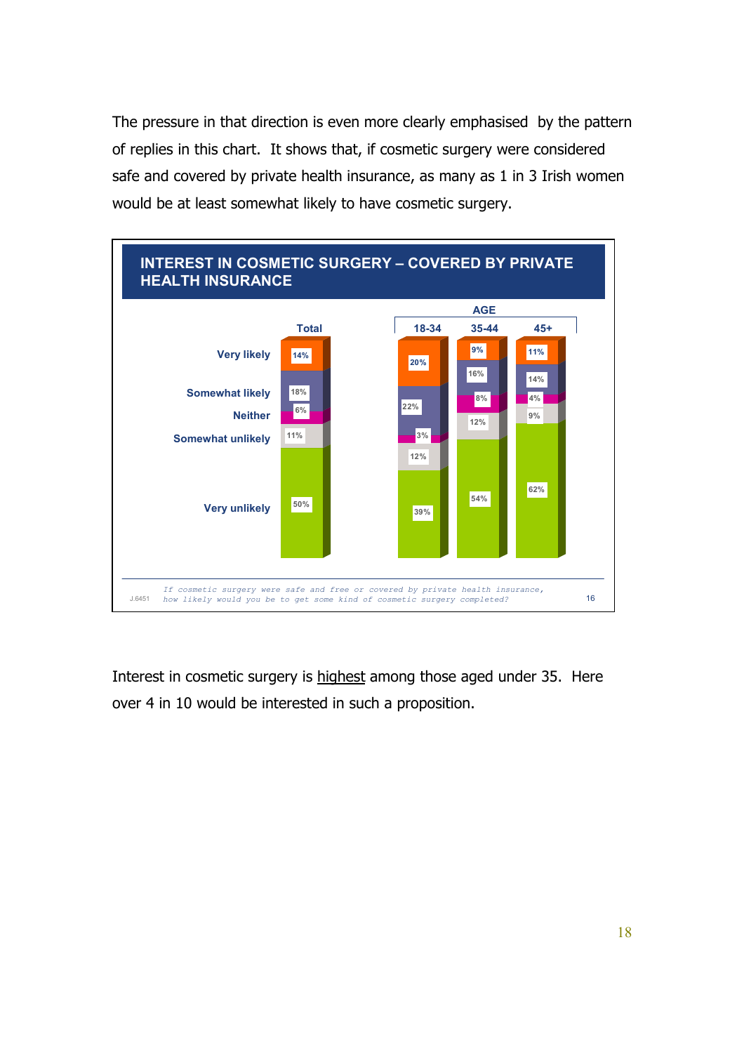The pressure in that direction is even more clearly emphasised by the pattern of replies in this chart. It shows that, if cosmetic surgery were considered safe and covered by private health insurance, as many as 1 in 3 Irish women would be at least somewhat likely to have cosmetic surgery.

**INTEREST IN COSMETIC SURGERY – COVERED BY PRIVATE HEALTH INSURANCE**

AGE

Total | 18-34 | 35-44 | 45+

Very likely: 14% | 20% | 9% | 11%

Somewhat likely: 18% | 22% | 16% | 14%

Neither: 6% | 3% | 8% | 4%

Somewhat unlikely: 11% | 12% | 12% | 9%

Very unlikely: 50% | 39% | 54% | 62%

*If cosmetic surgery were safe and free or covered by private health insurance, how likely would you be to get some kind of cosmetic surgery completed?*

J.6451

16

Interest in cosmetic surgery is <u>highest</u> among those aged under 35. Here over 4 in 10 would be interested in such a proposition.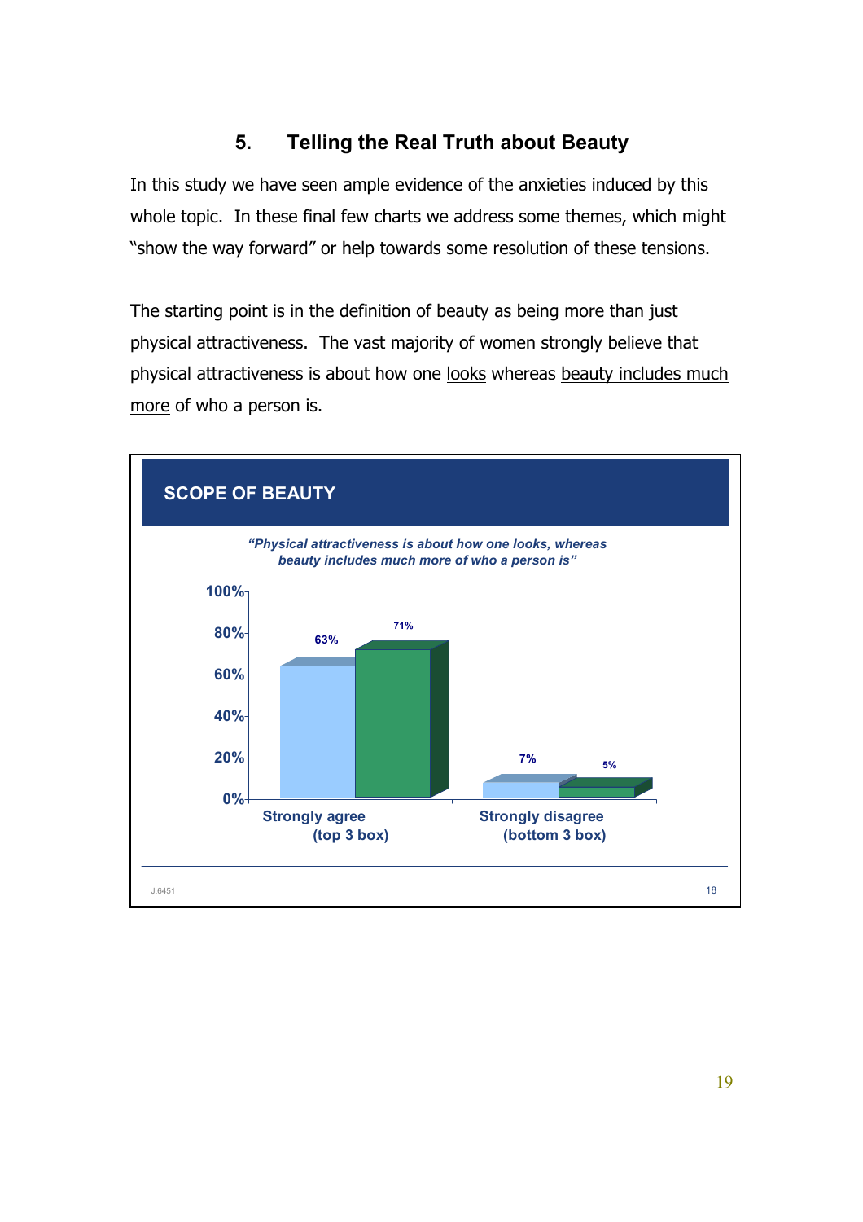## 5. Telling the Real Truth about Beauty

In this study we have seen ample evidence of the anxieties induced by this whole topic. In these final few charts we address some themes, which might "show the way forward" or help towards some resolution of these tensions.

The starting point is in the definition of beauty as being more than just physical attractiveness. The vast majority of women strongly believe that physical attractiveness is about how one looks whereas beauty includes much more of who a person is.

**SCOPE OF BEAUTY**

*"Physical attractiveness is about how one looks, whereas beauty includes much more of who a person is"*

100%
80%
60%
40%
20%
0%

63%
71%
7%
5%

Strongly agree (top 3 box)
Strongly disagree (bottom 3 box)

J.6451

18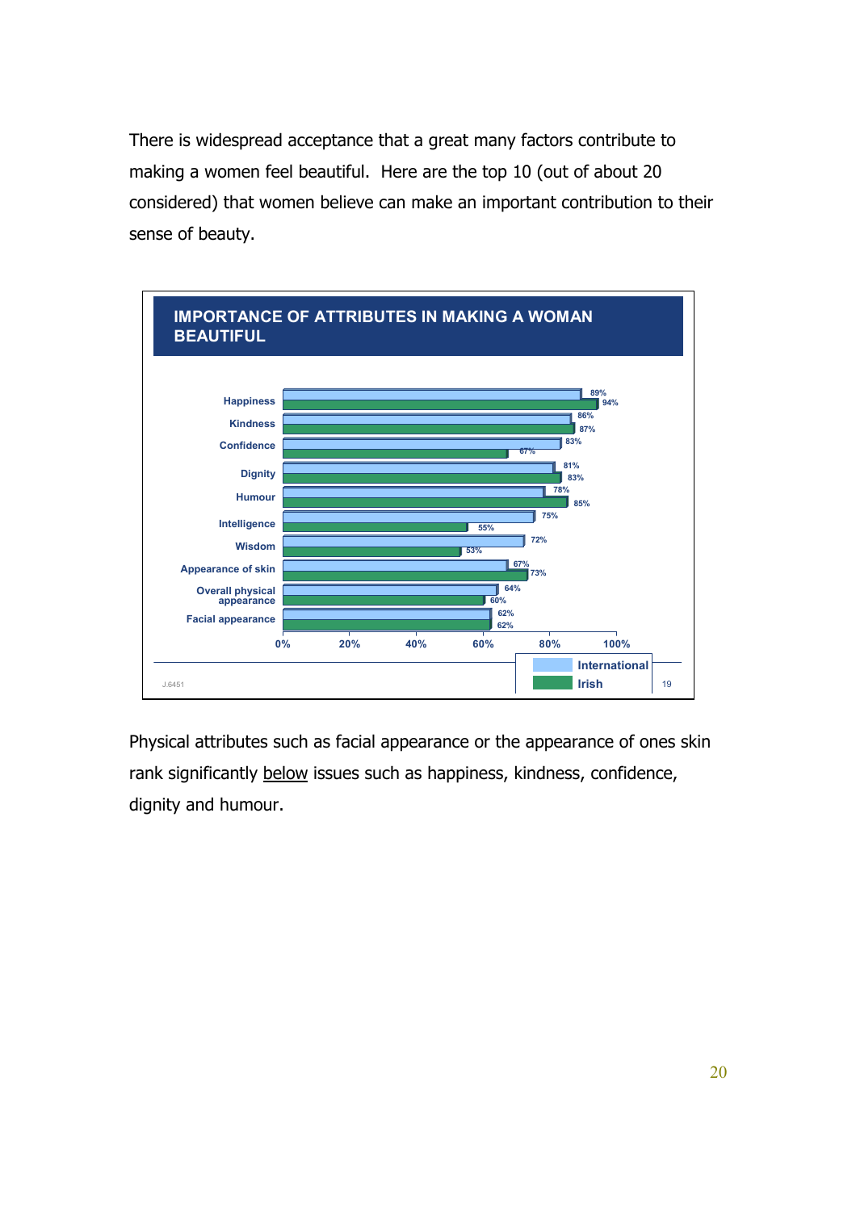There is widespread acceptance that a great many factors contribute to making a women feel beautiful. Here are the top 10 (out of about 20 considered) that women believe can make an important contribution to their sense of beauty.

**IMPORTANCE OF ATTRIBUTES IN MAKING A WOMAN BEAUTIFUL**

Happiness 89% 94%
Kindness 86% 87%
Confidence 83% 67%
Dignity 81% 83%
Humour 78% 85%
Intelligence 75% 55%
Wisdom 72% 53%
Appearance of skin 67% 73%
Overall physical appearance 64% 60%
Facial appearance 62% 62%

0% 20% 40% 60% 80% 100%

International
Irish

J.6451

19

Physical attributes such as facial appearance or the appearance of ones skin rank significantly <u>below</u> issues such as happiness, kindness, confidence, dignity and humour.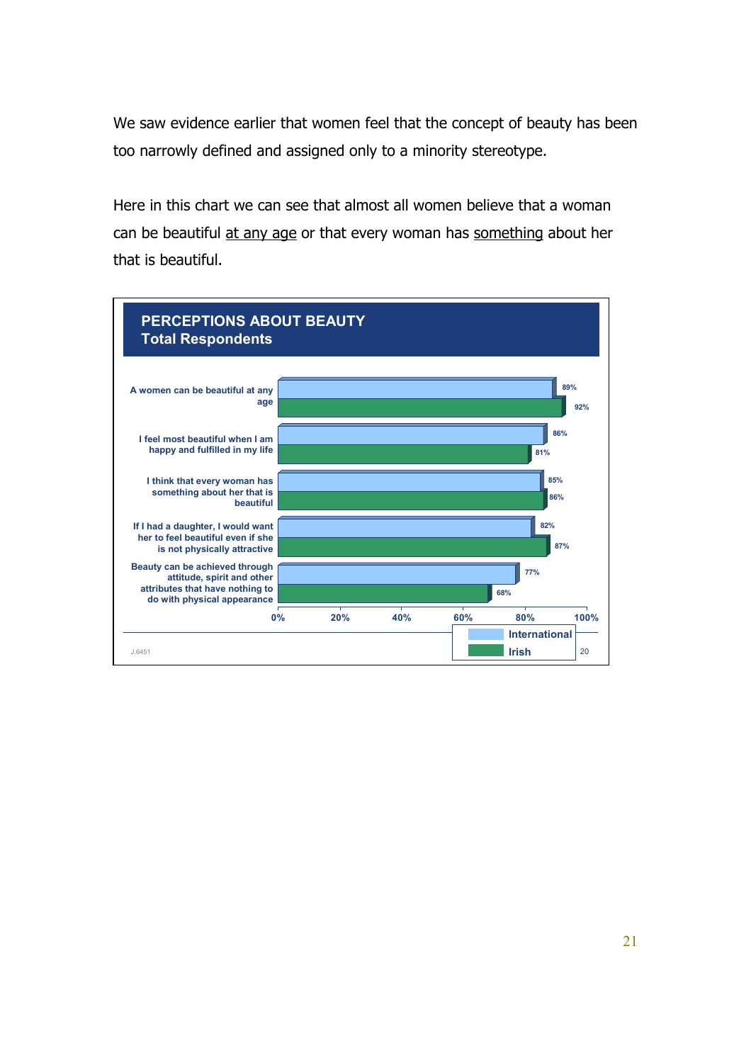We saw evidence earlier that women feel that the concept of beauty has been too narrowly defined and assigned only to a minority stereotype.

Here in this chart we can see that almost all women believe that a woman can be beautiful <u>at any age</u> or that every woman has <u>something</u> about her that is beautiful.

**PERCEPTIONS ABOUT BEAUTY**
**Total Respondents**

A women can be beautiful at any age
89%
92%

I feel most beautiful when I am happy and fulfilled in my life
86%
81%

I think that every woman has something about her that is beautiful
85%
86%

If I had a daughter, I would want her to feel beautiful even if she is not physically attractive
82%
87%

Beauty can be achieved through attitude, spirit and other attributes that have nothing to do with physical appearance
77%
68%

0% 20% 40% 60% 80% 100%

International
Irish

J.6451

20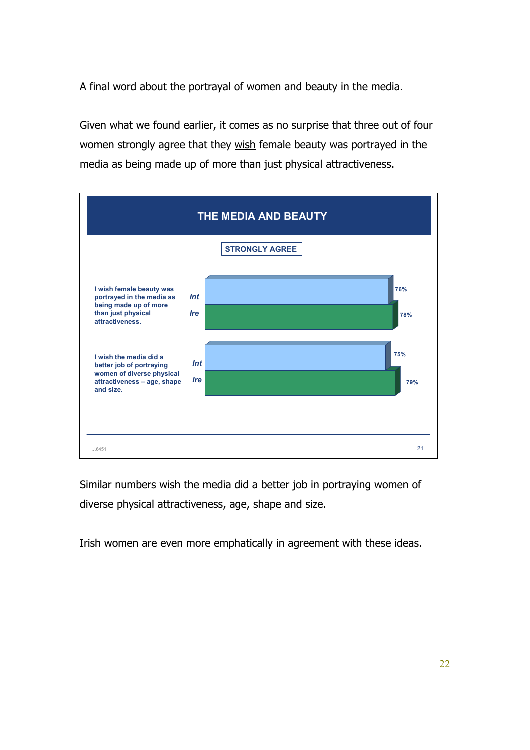A final word about the portrayal of women and beauty in the media.

Given what we found earlier, it comes as no surprise that three out of four women strongly agree that they wish female beauty was portrayed in the media as being made up of more than just physical attractiveness.

THE MEDIA AND BEAUTY

STRONGLY AGREE

I wish female beauty was portrayed in the media as being made up of more than just physical attractiveness.

Int 76%

Ire 78%

I wish the media did a better job of portraying women of diverse physical attractiveness – age, shape and size.

Int 75%

Ire 79%

J.6451

21

Similar numbers wish the media did a better job in portraying women of diverse physical attractiveness, age, shape and size.

Irish women are even more emphatically in agreement with these ideas.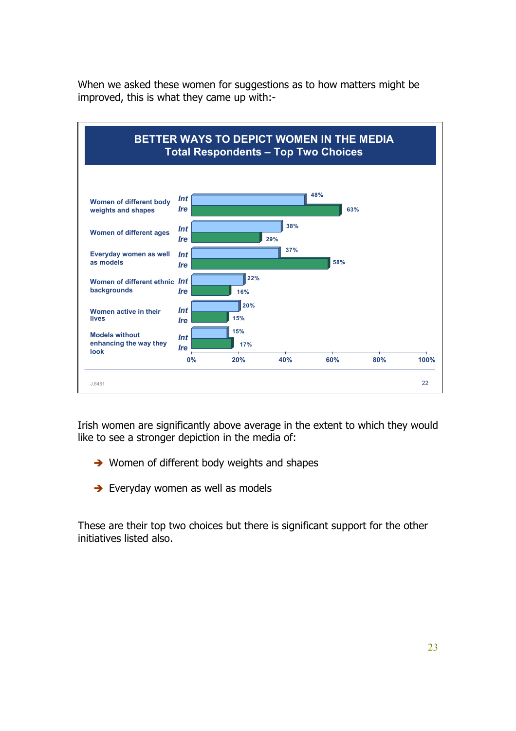When we asked these women for suggestions as to how matters might be improved, this is what they came up with:-

**BETTER WAYS TO DEPICT WOMEN IN THE MEDIA**
**Total Respondents – Top Two Choices**

Women of different body weights and shapes
Int 48%
Ire 63%

Women of different ages
Int 38%
Ire 29%

Everyday women as well as models
Int 37%
Ire 58%

Women of different ethnic backgrounds
Int 22%
Ire 16%

Women active in their lives
Int 20%
Ire 15%

Models without enhancing the way they look
Int 15%
Ire 17%

0% 20% 40% 60% 80% 100%

J.6451

22

Irish women are significantly above average in the extent to which they would like to see a stronger depiction in the media of:

- ➔ Women of different body weights and shapes
- ➔ Everyday women as well as models

These are their top two choices but there is significant support for the other initiatives listed also.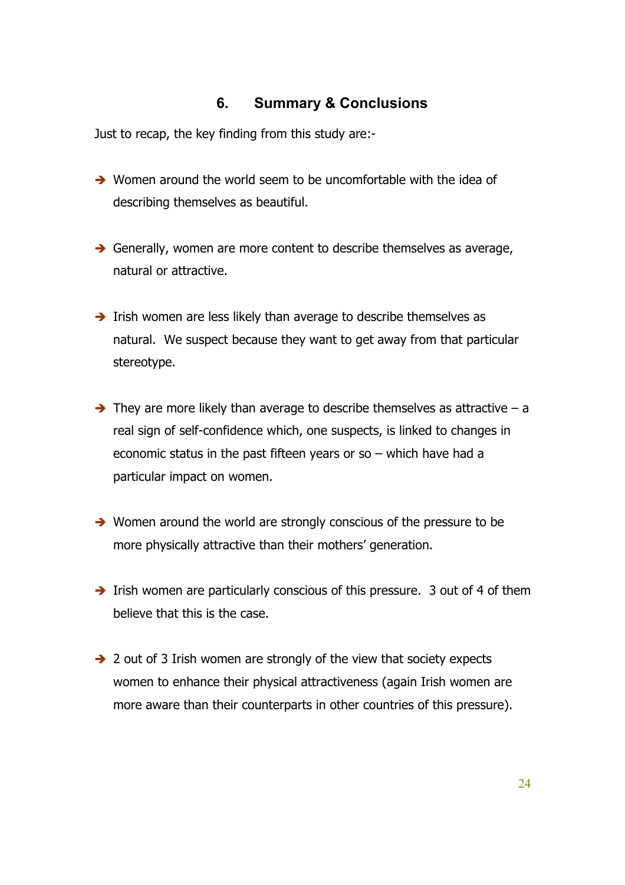## 6. Summary & Conclusions

Just to recap, the key finding from this study are:-

- Women around the world seem to be uncomfortable with the idea of describing themselves as beautiful.
- Generally, women are more content to describe themselves as average, natural or attractive.
- Irish women are less likely than average to describe themselves as natural. We suspect because they want to get away from that particular stereotype.
- They are more likely than average to describe themselves as attractive – a real sign of self-confidence which, one suspects, is linked to changes in economic status in the past fifteen years or so – which have had a particular impact on women.
- Women around the world are strongly conscious of the pressure to be more physically attractive than their mothers' generation.
- Irish women are particularly conscious of this pressure. 3 out of 4 of them believe that this is the case.
- 2 out of 3 Irish women are strongly of the view that society expects women to enhance their physical attractiveness (again Irish women are more aware than their counterparts in other countries of this pressure).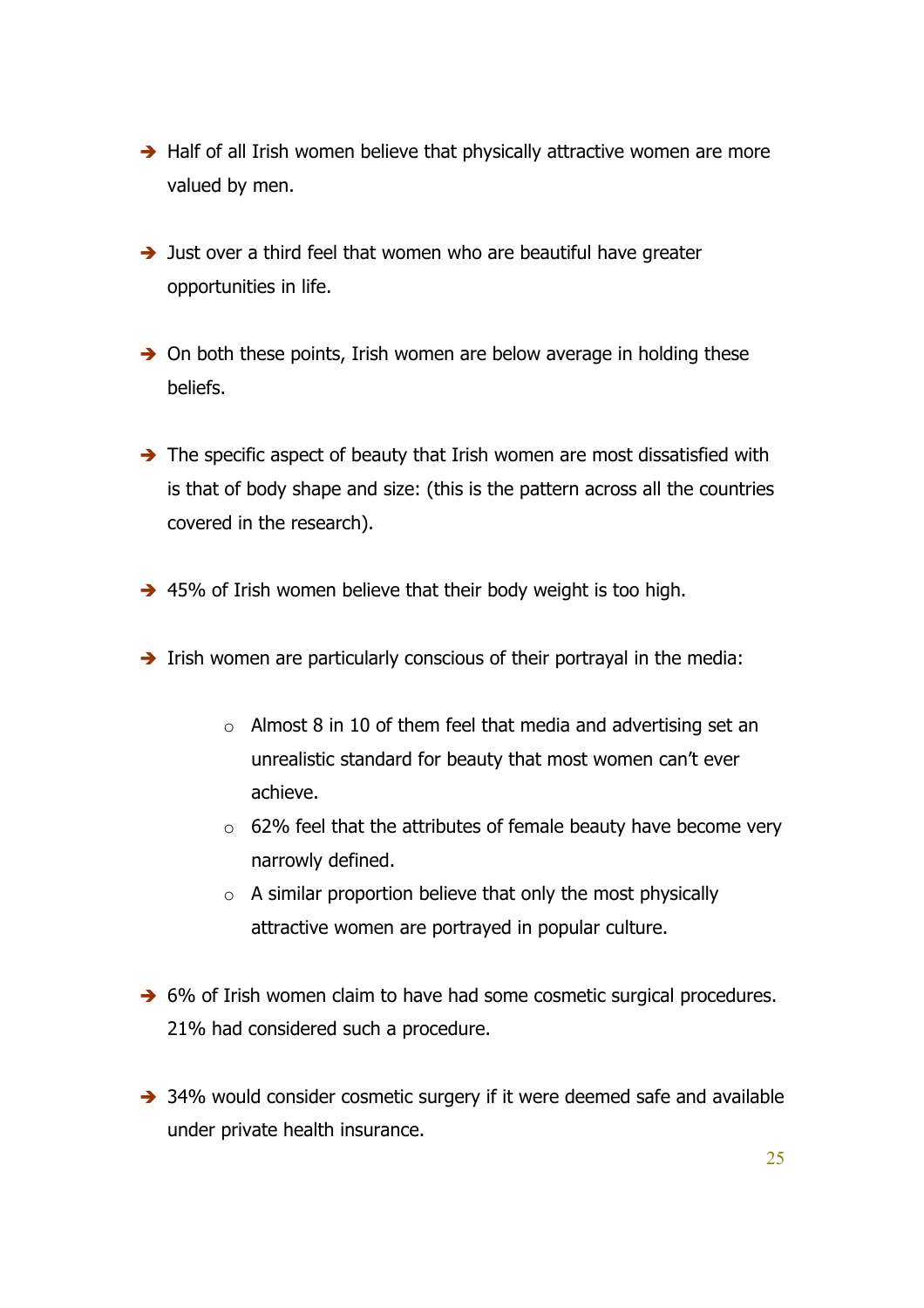- Half of all Irish women believe that physically attractive women are more valued by men.

- Just over a third feel that women who are beautiful have greater opportunities in life.

- On both these points, Irish women are below average in holding these beliefs.

- The specific aspect of beauty that Irish women are most dissatisfied with is that of body shape and size: (this is the pattern across all the countries covered in the research).

- 45% of Irish women believe that their body weight is too high.

- Irish women are particularly conscious of their portrayal in the media:

    - Almost 8 in 10 of them feel that media and advertising set an unrealistic standard for beauty that most women can't ever achieve.
    - 62% feel that the attributes of female beauty have become very narrowly defined.
    - A similar proportion believe that only the most physically attractive women are portrayed in popular culture.

- 6% of Irish women claim to have had some cosmetic surgical procedures. 21% had considered such a procedure.

- 34% would consider cosmetic surgery if it were deemed safe and available under private health insurance.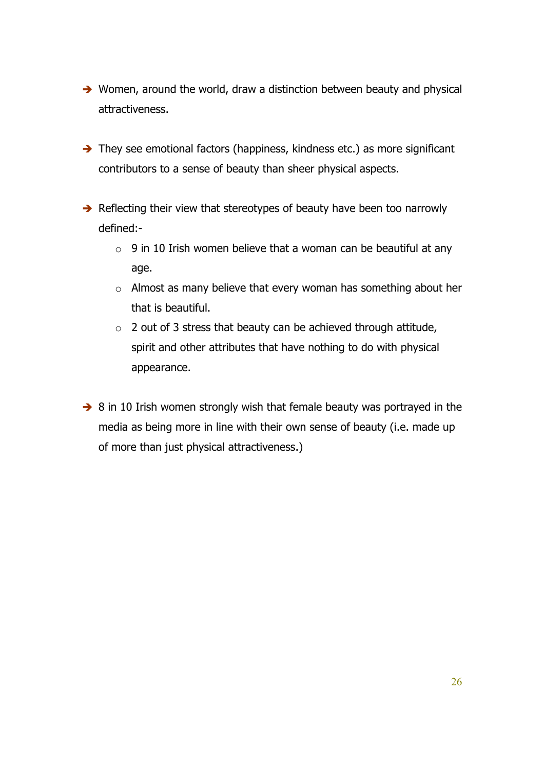- Women, around the world, draw a distinction between beauty and physical attractiveness.

- They see emotional factors (happiness, kindness etc.) as more significant contributors to a sense of beauty than sheer physical aspects.

- Reflecting their view that stereotypes of beauty have been too narrowly defined:-
  - 9 in 10 Irish women believe that a woman can be beautiful at any age.
  - Almost as many believe that every woman has something about her that is beautiful.
  - 2 out of 3 stress that beauty can be achieved through attitude, spirit and other attributes that have nothing to do with physical appearance.

- 8 in 10 Irish women strongly wish that female beauty was portrayed in the media as being more in line with their own sense of beauty (i.e. made up of more than just physical attractiveness.)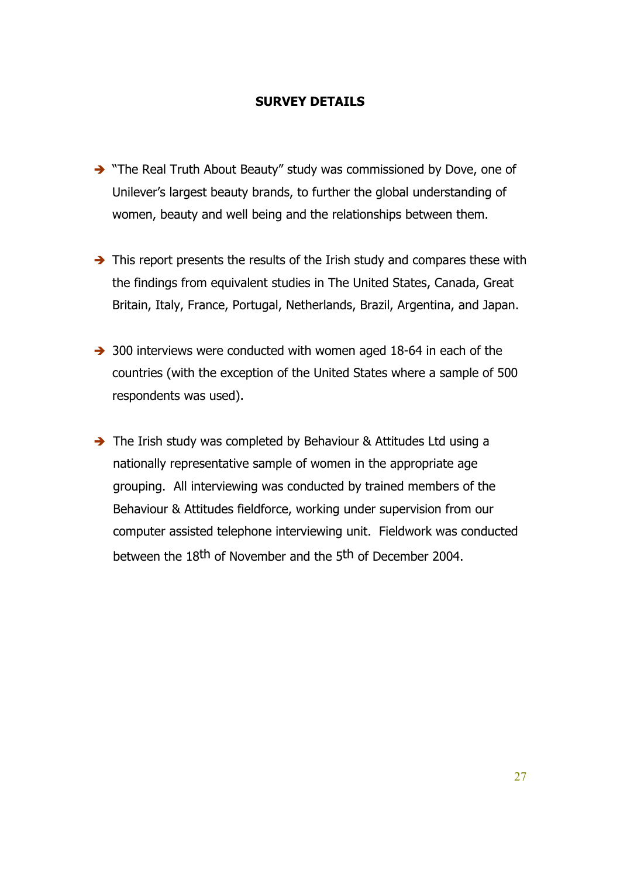## SURVEY DETAILS

- "The Real Truth About Beauty" study was commissioned by Dove, one of Unilever's largest beauty brands, to further the global understanding of women, beauty and well being and the relationships between them.

- This report presents the results of the Irish study and compares these with the findings from equivalent studies in The United States, Canada, Great Britain, Italy, France, Portugal, Netherlands, Brazil, Argentina, and Japan.

- 300 interviews were conducted with women aged 18-64 in each of the countries (with the exception of the United States where a sample of 500 respondents was used).

- The Irish study was completed by Behaviour & Attitudes Ltd using a nationally representative sample of women in the appropriate age grouping. All interviewing was conducted by trained members of the Behaviour & Attitudes fieldforce, working under supervision from our computer assisted telephone interviewing unit. Fieldwork was conducted between the 18th of November and the 5th of December 2004.